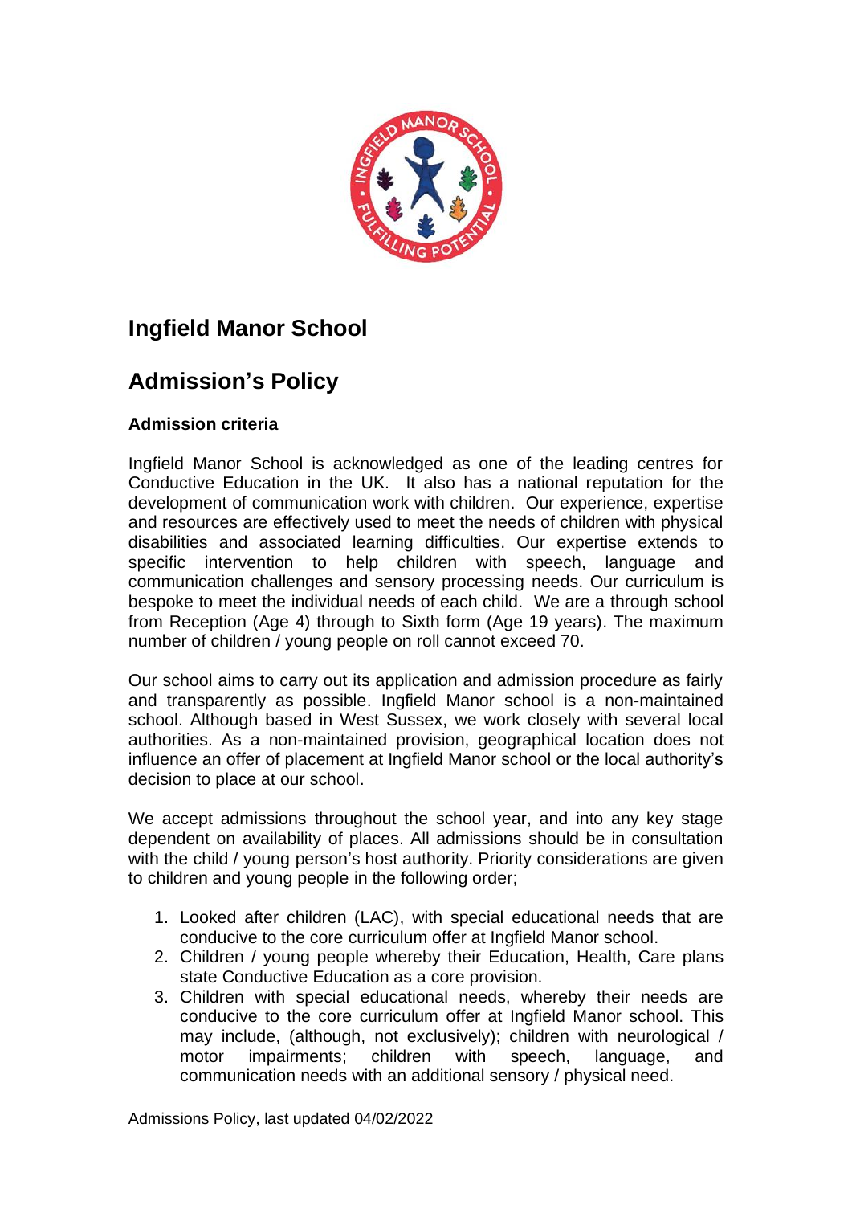# Ingfield Manor School

# Admission's Policy

### Admission criteria

Ingfield Manor School is acknowledged as one of the leading centres for Conductive Education in the UK. It also has a national reputation for the development of communication work with children. Our experience, expertise and resources are effectively used to meet the needs of children with physical disabilities and associated learning difficulties. Our expertise extends to specific intervention to help children with speech, language and communication challenges and sensory processing needs. Our curriculum is bespoke to meet the individual needs of each child. We are a through school from Reception (Age 4) through to Sixth form (Age 19 years). The maximum number of children / young people on roll cannot exceed 70.

Our school aims to carry out its application and admission procedure as fairly and transparently as possible. Ingfield Manor school is a non-maintained school. Although based in West Sussex, we work closely with several local authorities. As a non-maintained provision, geographical location does not influence an offer of placement at Ingfield Manor school or the local authority's decision to place at our school.

We accept admissions throughout the school year, and into any key stage dependent on availability of places. All admissions should be in consultation with the child / young person's host authority. Priority considerations are given to children and young people in the following order;

1. Looked after children (LAC), with special educational needs that are conducive to the core curriculum offer at Ingfield Manor school.
2. Children / young people whereby their Education, Health, Care plans state Conductive Education as a core provision.
3. Children with special educational needs, whereby their needs are conducive to the core curriculum offer at Ingfield Manor school. This may include, (although, not exclusively); children with neurological / motor impairments; children with speech, language, and communication needs with an additional sensory / physical need.

Admissions Policy, last updated 04/02/2022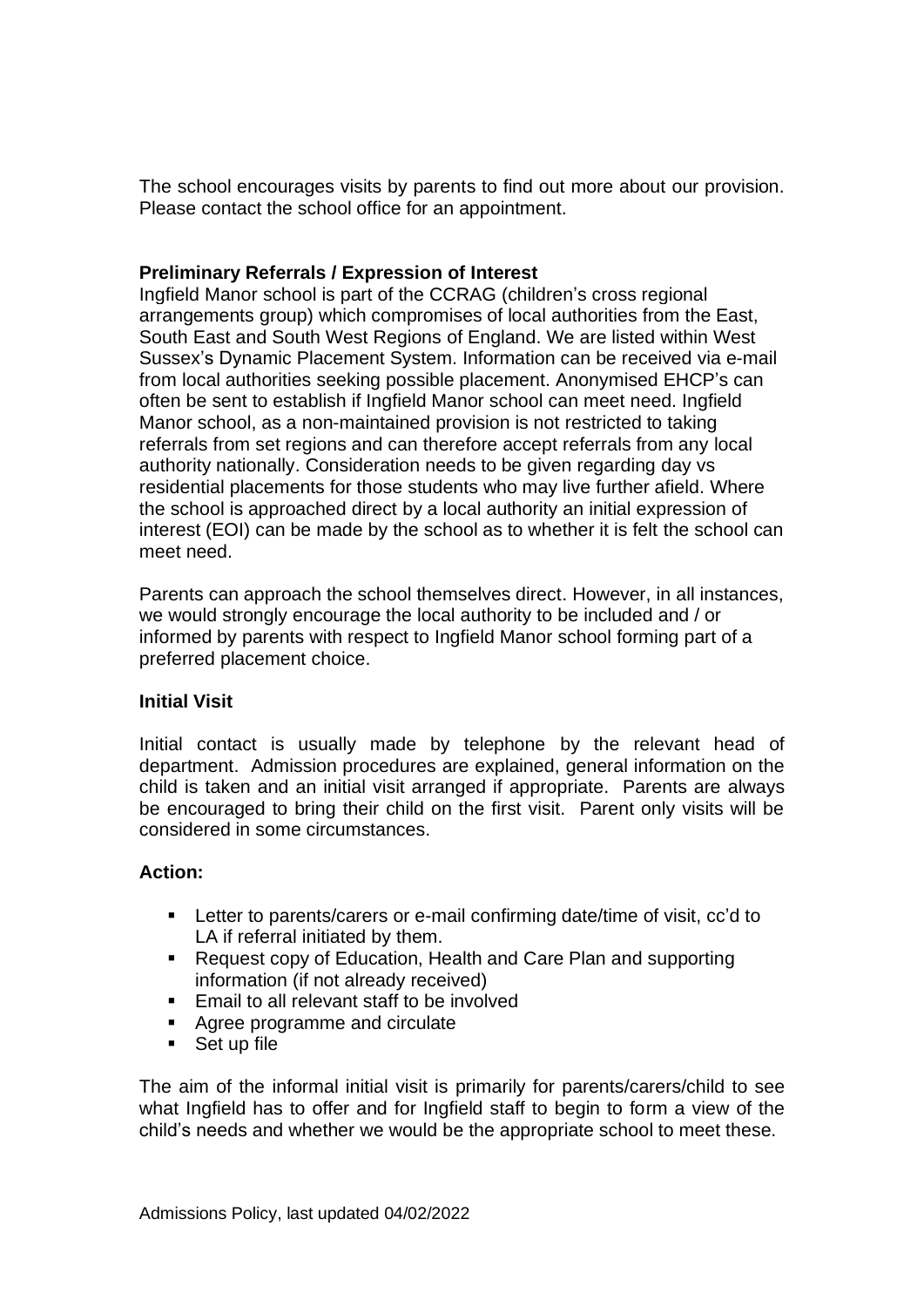The school encourages visits by parents to find out more about our provision. Please contact the school office for an appointment.

**Preliminary Referrals / Expression of Interest**

Ingfield Manor school is part of the CCRAG (children's cross regional arrangements group) which compromises of local authorities from the East, South East and South West Regions of England. We are listed within West Sussex's Dynamic Placement System. Information can be received via e-mail from local authorities seeking possible placement. Anonymised EHCP's can often be sent to establish if Ingfield Manor school can meet need. Ingfield Manor school, as a non-maintained provision is not restricted to taking referrals from set regions and can therefore accept referrals from any local authority nationally. Consideration needs to be given regarding day vs residential placements for those students who may live further afield. Where the school is approached direct by a local authority an initial expression of interest (EOI) can be made by the school as to whether it is felt the school can meet need.

Parents can approach the school themselves direct. However, in all instances, we would strongly encourage the local authority to be included and / or informed by parents with respect to Ingfield Manor school forming part of a preferred placement choice.

**Initial Visit**

Initial contact is usually made by telephone by the relevant head of department. Admission procedures are explained, general information on the child is taken and an initial visit arranged if appropriate. Parents are always be encouraged to bring their child on the first visit. Parent only visits will be considered in some circumstances.

**Action:**

- Letter to parents/carers or e-mail confirming date/time of visit, cc'd to LA if referral initiated by them.
- Request copy of Education, Health and Care Plan and supporting information (if not already received)
- Email to all relevant staff to be involved
- Agree programme and circulate
- Set up file

The aim of the informal initial visit is primarily for parents/carers/child to see what Ingfield has to offer and for Ingfield staff to begin to form a view of the child's needs and whether we would be the appropriate school to meet these.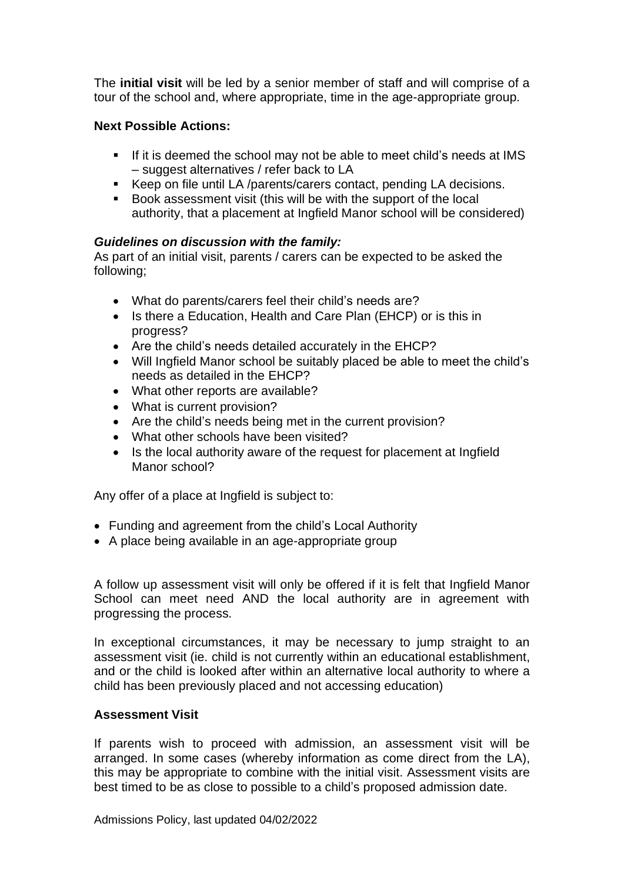The **initial visit** will be led by a senior member of staff and will comprise of a tour of the school and, where appropriate, time in the age-appropriate group.

**Next Possible Actions:**

- If it is deemed the school may not be able to meet child's needs at IMS – suggest alternatives / refer back to LA
- Keep on file until LA /parents/carers contact, pending LA decisions.
- Book assessment visit (this will be with the support of the local authority, that a placement at Ingfield Manor school will be considered)

***Guidelines on discussion with the family:***

As part of an initial visit, parents / carers can be expected to be asked the following;

- What do parents/carers feel their child's needs are?
- Is there a Education, Health and Care Plan (EHCP) or is this in progress?
- Are the child's needs detailed accurately in the EHCP?
- Will Ingfield Manor school be suitably placed be able to meet the child's needs as detailed in the EHCP?
- What other reports are available?
- What is current provision?
- Are the child's needs being met in the current provision?
- What other schools have been visited?
- Is the local authority aware of the request for placement at Ingfield Manor school?

Any offer of a place at Ingfield is subject to:

- Funding and agreement from the child's Local Authority
- A place being available in an age-appropriate group

A follow up assessment visit will only be offered if it is felt that Ingfield Manor School can meet need AND the local authority are in agreement with progressing the process.

In exceptional circumstances, it may be necessary to jump straight to an assessment visit (ie. child is not currently within an educational establishment, and or the child is looked after within an alternative local authority to where a child has been previously placed and not accessing education)

**Assessment Visit**

If parents wish to proceed with admission, an assessment visit will be arranged. In some cases (whereby information as come direct from the LA), this may be appropriate to combine with the initial visit. Assessment visits are best timed to be as close to possible to a child's proposed admission date.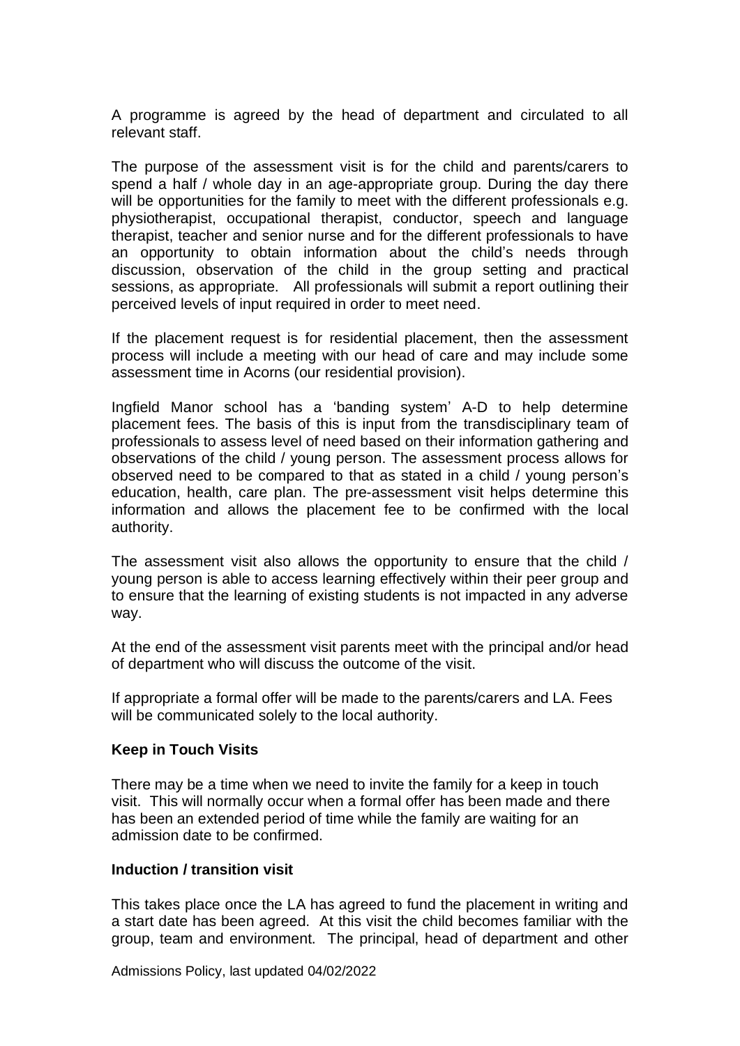A programme is agreed by the head of department and circulated to all relevant staff.

The purpose of the assessment visit is for the child and parents/carers to spend a half / whole day in an age-appropriate group. During the day there will be opportunities for the family to meet with the different professionals e.g. physiotherapist, occupational therapist, conductor, speech and language therapist, teacher and senior nurse and for the different professionals to have an opportunity to obtain information about the child's needs through discussion, observation of the child in the group setting and practical sessions, as appropriate. All professionals will submit a report outlining their perceived levels of input required in order to meet need.

If the placement request is for residential placement, then the assessment process will include a meeting with our head of care and may include some assessment time in Acorns (our residential provision).

Ingfield Manor school has a 'banding system' A-D to help determine placement fees. The basis of this is input from the transdisciplinary team of professionals to assess level of need based on their information gathering and observations of the child / young person. The assessment process allows for observed need to be compared to that as stated in a child / young person's education, health, care plan. The pre-assessment visit helps determine this information and allows the placement fee to be confirmed with the local authority.

The assessment visit also allows the opportunity to ensure that the child / young person is able to access learning effectively within their peer group and to ensure that the learning of existing students is not impacted in any adverse way.

At the end of the assessment visit parents meet with the principal and/or head of department who will discuss the outcome of the visit.

If appropriate a formal offer will be made to the parents/carers and LA. Fees will be communicated solely to the local authority.

**Keep in Touch Visits**

There may be a time when we need to invite the family for a keep in touch visit. This will normally occur when a formal offer has been made and there has been an extended period of time while the family are waiting for an admission date to be confirmed.

**Induction / transition visit**

This takes place once the LA has agreed to fund the placement in writing and a start date has been agreed. At this visit the child becomes familiar with the group, team and environment. The principal, head of department and other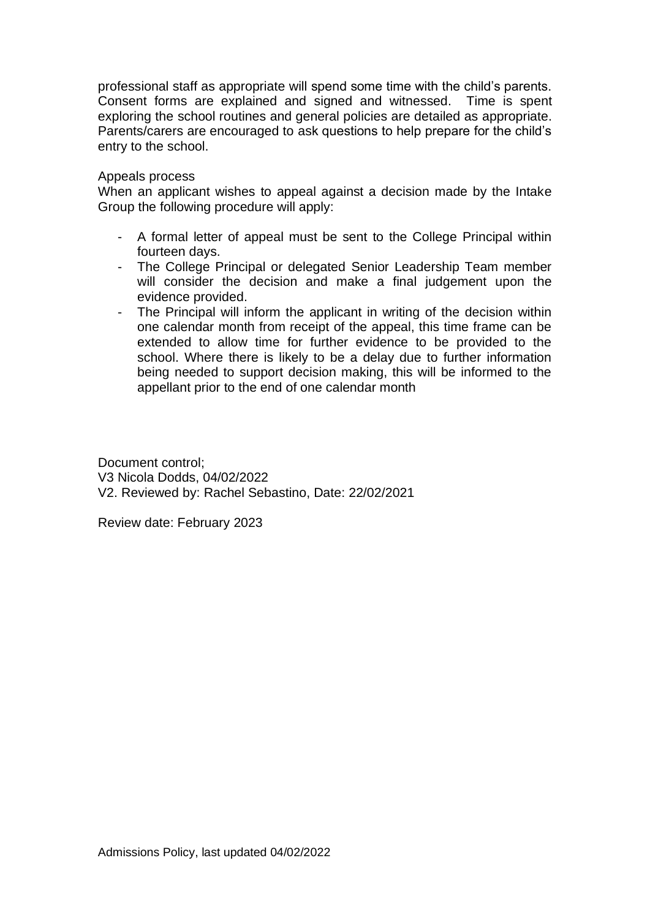professional staff as appropriate will spend some time with the child's parents. Consent forms are explained and signed and witnessed. Time is spent exploring the school routines and general policies are detailed as appropriate. Parents/carers are encouraged to ask questions to help prepare for the child's entry to the school.

Appeals process

When an applicant wishes to appeal against a decision made by the Intake Group the following procedure will apply:

- A formal letter of appeal must be sent to the College Principal within fourteen days.
- The College Principal or delegated Senior Leadership Team member will consider the decision and make a final judgement upon the evidence provided.
- The Principal will inform the applicant in writing of the decision within one calendar month from receipt of the appeal, this time frame can be extended to allow time for further evidence to be provided to the school. Where there is likely to be a delay due to further information being needed to support decision making, this will be informed to the appellant prior to the end of one calendar month

Document control;
V3 Nicola Dodds, 04/02/2022
V2. Reviewed by: Rachel Sebastino, Date: 22/02/2021

Review date: February 2023